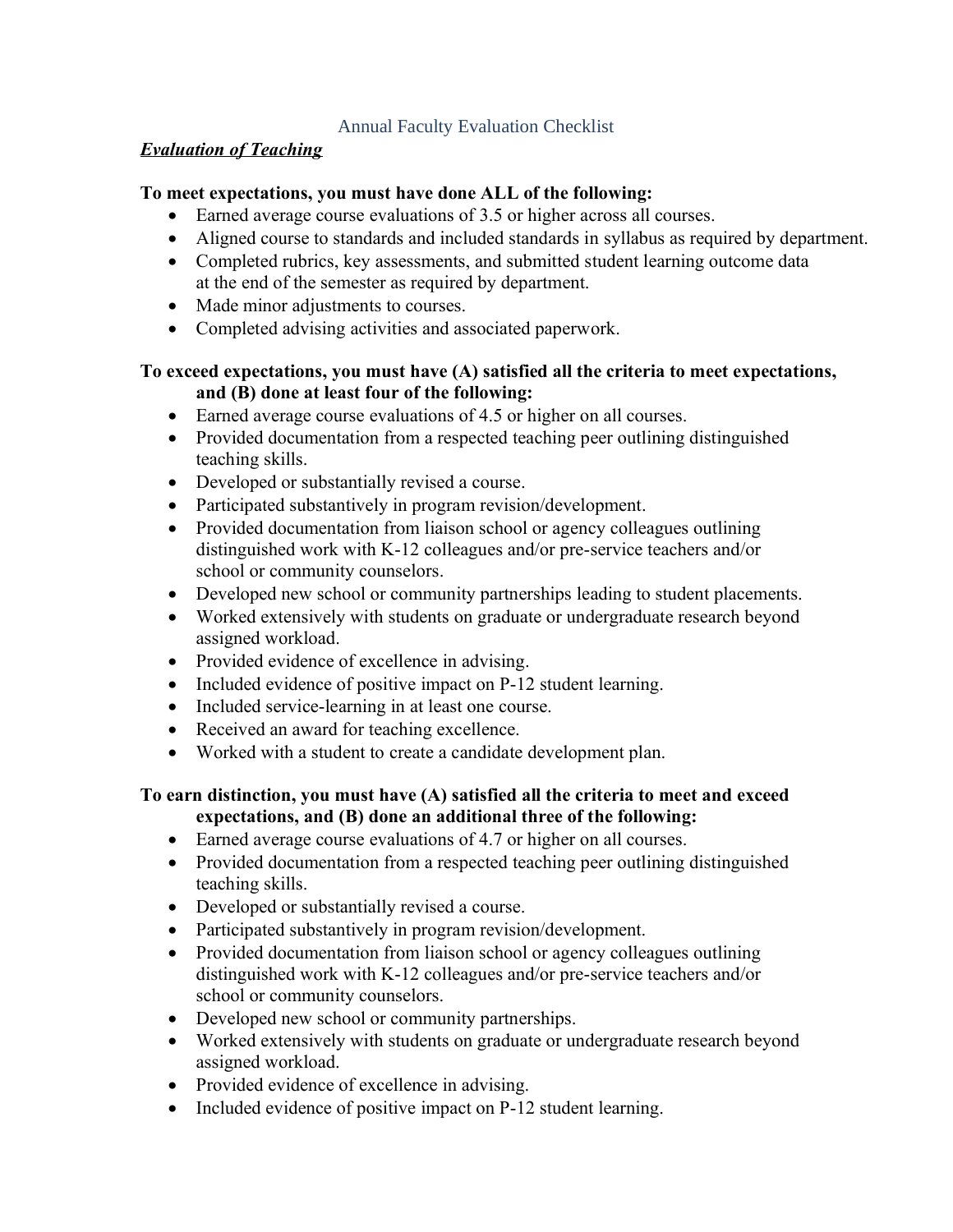# Annual Faculty Evaluation Checklist

***Evaluation of Teaching***

**To meet expectations, you must have done ALL of the following:**

- Earned average course evaluations of 3.5 or higher across all courses.
- Aligned course to standards and included standards in syllabus as required by department.
- Completed rubrics, key assessments, and submitted student learning outcome data at the end of the semester as required by department.
- Made minor adjustments to courses.
- Completed advising activities and associated paperwork.

**To exceed expectations, you must have (A) satisfied all the criteria to meet expectations, and (B) done at least four of the following:**

- Earned average course evaluations of 4.5 or higher on all courses.
- Provided documentation from a respected teaching peer outlining distinguished teaching skills.
- Developed or substantially revised a course.
- Participated substantively in program revision/development.
- Provided documentation from liaison school or agency colleagues outlining distinguished work with K-12 colleagues and/or pre-service teachers and/or school or community counselors.
- Developed new school or community partnerships leading to student placements.
- Worked extensively with students on graduate or undergraduate research beyond assigned workload.
- Provided evidence of excellence in advising.
- Included evidence of positive impact on P-12 student learning.
- Included service-learning in at least one course.
- Received an award for teaching excellence.
- Worked with a student to create a candidate development plan.

**To earn distinction, you must have (A) satisfied all the criteria to meet and exceed expectations, and (B) done an additional three of the following:**

- Earned average course evaluations of 4.7 or higher on all courses.
- Provided documentation from a respected teaching peer outlining distinguished teaching skills.
- Developed or substantially revised a course.
- Participated substantively in program revision/development.
- Provided documentation from liaison school or agency colleagues outlining distinguished work with K-12 colleagues and/or pre-service teachers and/or school or community counselors.
- Developed new school or community partnerships.
- Worked extensively with students on graduate or undergraduate research beyond assigned workload.
- Provided evidence of excellence in advising.
- Included evidence of positive impact on P-12 student learning.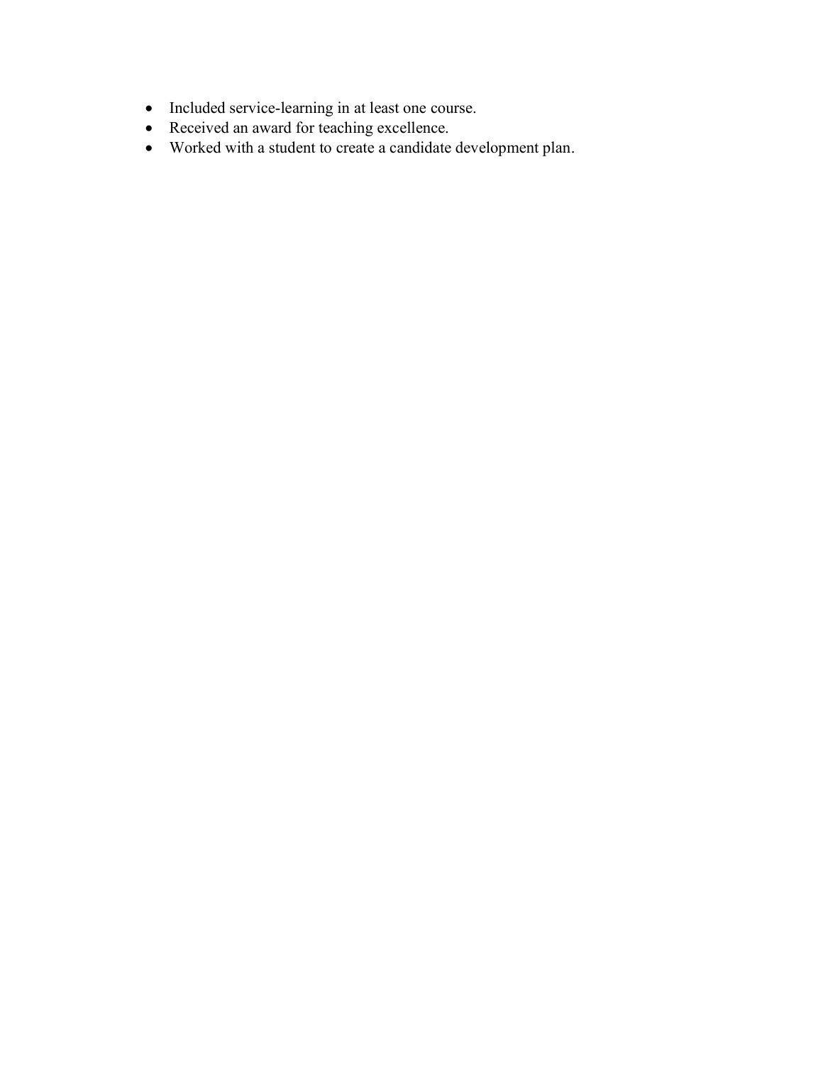- Included service-learning in at least one course.
- Received an award for teaching excellence.
- Worked with a student to create a candidate development plan.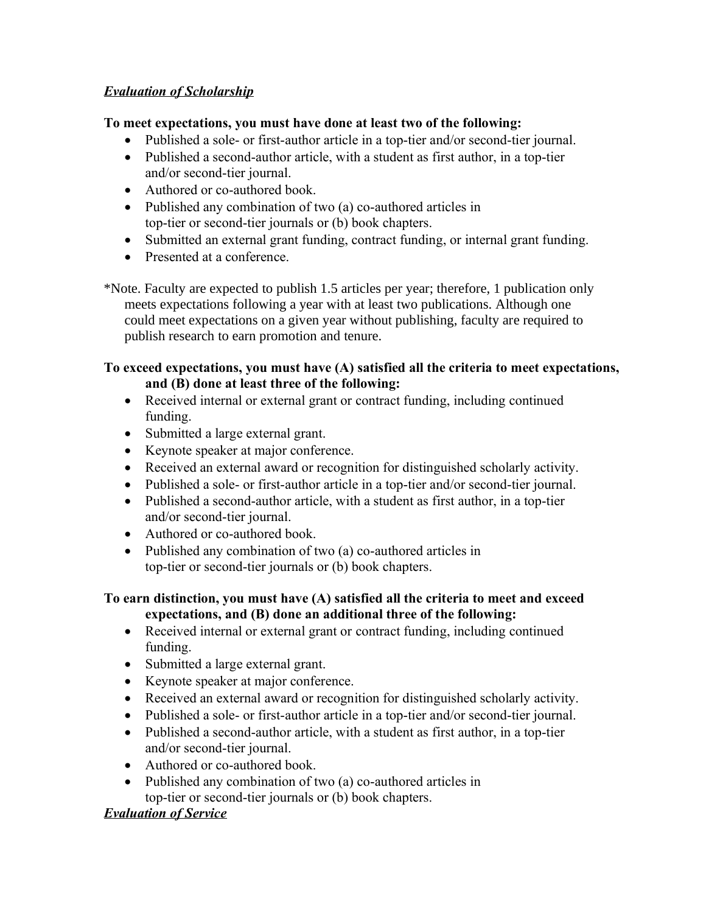***Evaluation of Scholarship***

**To meet expectations, you must have done at least two of the following:**

- Published a sole- or first-author article in a top-tier and/or second-tier journal.
- Published a second-author article, with a student as first author, in a top-tier and/or second-tier journal.
- Authored or co-authored book.
- Published any combination of two (a) co-authored articles in top-tier or second-tier journals or (b) book chapters.
- Submitted an external grant funding, contract funding, or internal grant funding.
- Presented at a conference.

*Note. Faculty are expected to publish 1.5 articles per year; therefore, 1 publication only meets expectations following a year with at least two publications. Although one could meet expectations on a given year without publishing, faculty are required to publish research to earn promotion and tenure.

**To exceed expectations, you must have (A) satisfied all the criteria to meet expectations, and (B) done at least three of the following:**

- Received internal or external grant or contract funding, including continued funding.
- Submitted a large external grant.
- Keynote speaker at major conference.
- Received an external award or recognition for distinguished scholarly activity.
- Published a sole- or first-author article in a top-tier and/or second-tier journal.
- Published a second-author article, with a student as first author, in a top-tier and/or second-tier journal.
- Authored or co-authored book.
- Published any combination of two (a) co-authored articles in top-tier or second-tier journals or (b) book chapters.

**To earn distinction, you must have (A) satisfied all the criteria to meet and exceed expectations, and (B) done an additional three of the following:**

- Received internal or external grant or contract funding, including continued funding.
- Submitted a large external grant.
- Keynote speaker at major conference.
- Received an external award or recognition for distinguished scholarly activity.
- Published a sole- or first-author article in a top-tier and/or second-tier journal.
- Published a second-author article, with a student as first author, in a top-tier and/or second-tier journal.
- Authored or co-authored book.
- Published any combination of two (a) co-authored articles in top-tier or second-tier journals or (b) book chapters.

***Evaluation of Service***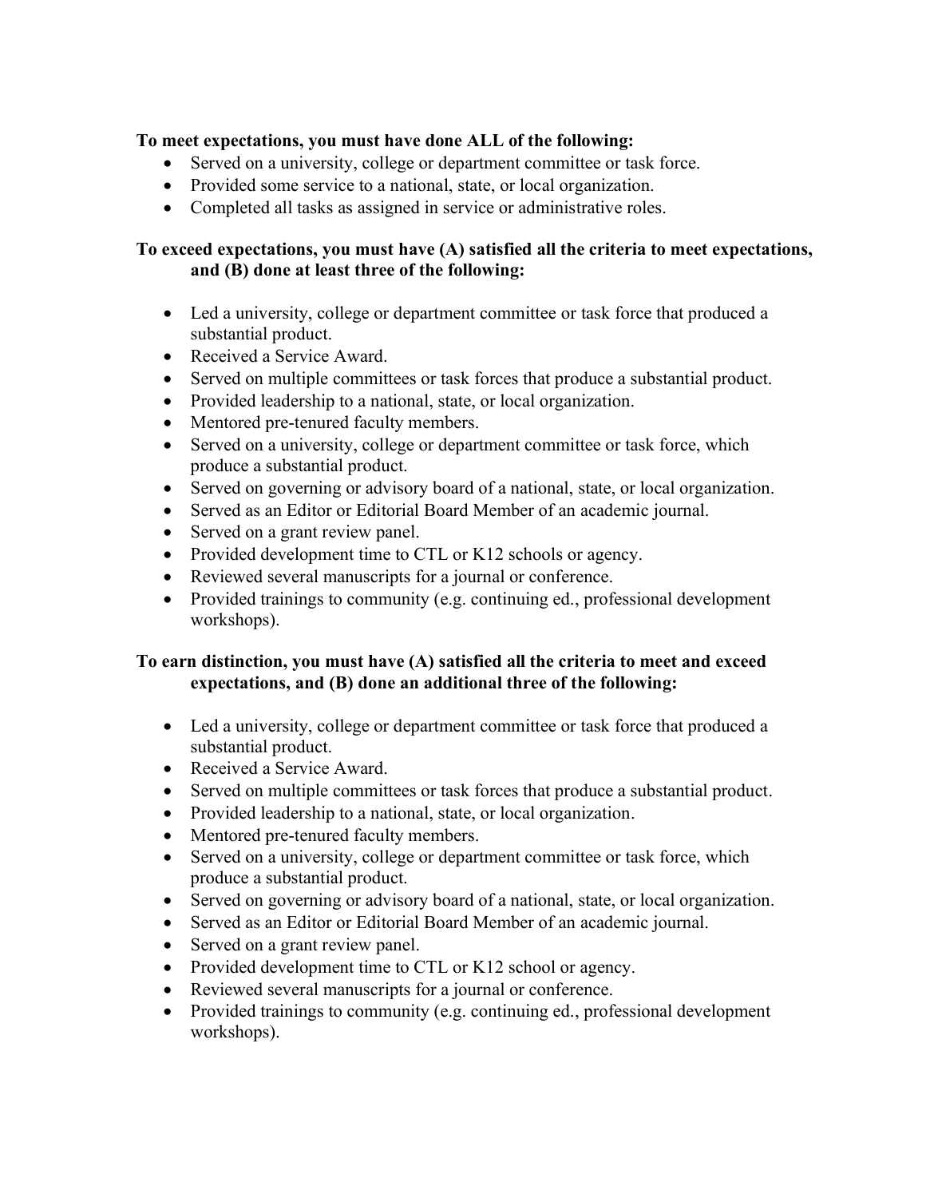**To meet expectations, you must have done ALL of the following:**

- Served on a university, college or department committee or task force.
- Provided some service to a national, state, or local organization.
- Completed all tasks as assigned in service or administrative roles.

**To exceed expectations, you must have (A) satisfied all the criteria to meet expectations, and (B) done at least three of the following:**

- Led a university, college or department committee or task force that produced a substantial product.
- Received a Service Award.
- Served on multiple committees or task forces that produce a substantial product.
- Provided leadership to a national, state, or local organization.
- Mentored pre-tenured faculty members.
- Served on a university, college or department committee or task force, which produce a substantial product.
- Served on governing or advisory board of a national, state, or local organization.
- Served as an Editor or Editorial Board Member of an academic journal.
- Served on a grant review panel.
- Provided development time to CTL or K12 schools or agency.
- Reviewed several manuscripts for a journal or conference.
- Provided trainings to community (e.g. continuing ed., professional development workshops).

**To earn distinction, you must have (A) satisfied all the criteria to meet and exceed expectations, and (B) done an additional three of the following:**

- Led a university, college or department committee or task force that produced a substantial product.
- Received a Service Award.
- Served on multiple committees or task forces that produce a substantial product.
- Provided leadership to a national, state, or local organization.
- Mentored pre-tenured faculty members.
- Served on a university, college or department committee or task force, which produce a substantial product.
- Served on governing or advisory board of a national, state, or local organization.
- Served as an Editor or Editorial Board Member of an academic journal.
- Served on a grant review panel.
- Provided development time to CTL or K12 school or agency.
- Reviewed several manuscripts for a journal or conference.
- Provided trainings to community (e.g. continuing ed., professional development workshops).